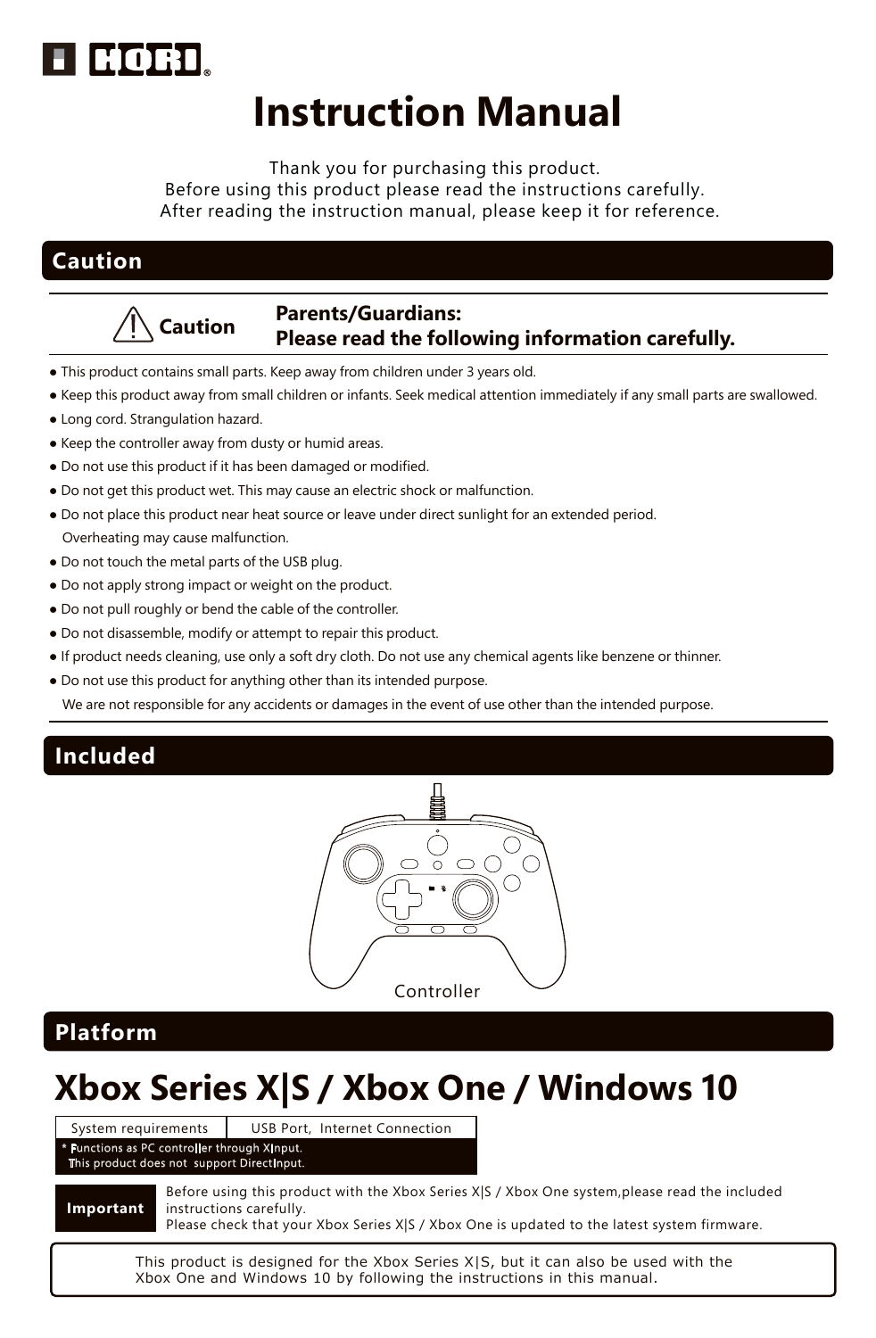HORI

# Instruction Manual

Thank you for purchasing this product.
Before using this product please read the instructions carefully.
After reading the instruction manual, please keep it for reference.

## Caution

**Caution**

**Parents/Guardians:**
**Please read the following information carefully.**

- This product contains small parts. Keep away from children under 3 years old.
- Keep this product away from small children or infants. Seek medical attention immediately if any small parts are swallowed.
- Long cord. Strangulation hazard.
- Keep the controller away from dusty or humid areas.
- Do not use this product if it has been damaged or modified.
- Do not get this product wet. This may cause an electric shock or malfunction.
- Do not place this product near heat source or leave under direct sunlight for an extended period. Overheating may cause malfunction.
- Do not touch the metal parts of the USB plug.
- Do not apply strong impact or weight on the product.
- Do not pull roughly or bend the cable of the controller.
- Do not disassemble, modify or attempt to repair this product.
- If product needs cleaning, use only a soft dry cloth. Do not use any chemical agents like benzene or thinner.
- Do not use this product for anything other than its intended purpose. We are not responsible for any accidents or damages in the event of use other than the intended purpose.

## Included

Controller

## Platform

# Xbox Series X|S / Xbox One / Windows 10

| System requirements | USB Port, Internet Connection |
| --- | --- |

\* Functions as PC controller through XInput.
This product does not support DirectInput.

**Important** Before using this product with the Xbox Series X|S / Xbox One system,please read the included instructions carefully.
Please check that your Xbox Series X|S / Xbox One is updated to the latest system firmware.

This product is designed for the Xbox Series X|S, but it can also be used with the Xbox One and Windows 10 by following the instructions in this manual.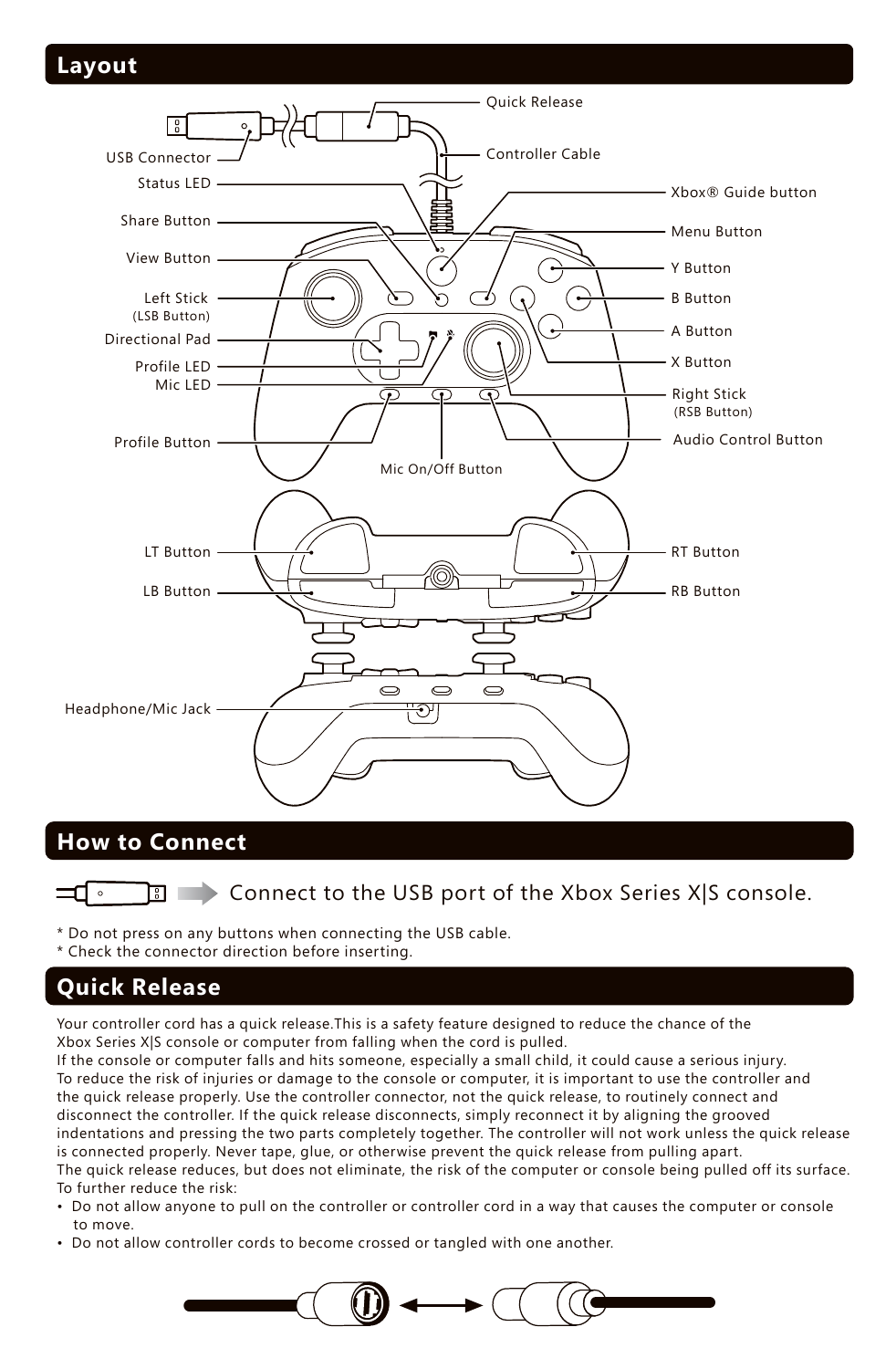## Layout

Quick Release

USB Connector

Controller Cable

Status LED

Xbox® Guide button

Share Button

Menu Button

View Button

Y Button

Left Stick
(LSB Button)

B Button

Directional Pad

A Button

Profile LED

X Button

Mic LED

Right Stick
(RSB Button)

Profile Button

Audio Control Button

Mic On/Off Button

LT Button

RT Button

LB Button

RB Button

Headphone/Mic Jack

## How to Connect

Connect to the USB port of the Xbox Series X|S console.

* Do not press on any buttons when connecting the USB cable.
* Check the connector direction before inserting.

## Quick Release

Your controller cord has a quick release.This is a safety feature designed to reduce the chance of the Xbox Series X|S console or computer from falling when the cord is pulled.
If the console or computer falls and hits someone, especially a small child, it could cause a serious injury.
To reduce the risk of injuries or damage to the console or computer, it is important to use the controller and the quick release properly. Use the controller connector, not the quick release, to routinely connect and disconnect the controller. If the quick release disconnects, simply reconnect it by aligning the grooved indentations and pressing the two parts completely together. The controller will not work unless the quick release is connected properly. Never tape, glue, or otherwise prevent the quick release from pulling apart.
The quick release reduces, but does not eliminate, the risk of the computer or console being pulled off its surface.
To further reduce the risk:

- Do not allow anyone to pull on the controller or controller cord in a way that causes the computer or console to move.
- Do not allow controller cords to become crossed or tangled with one another.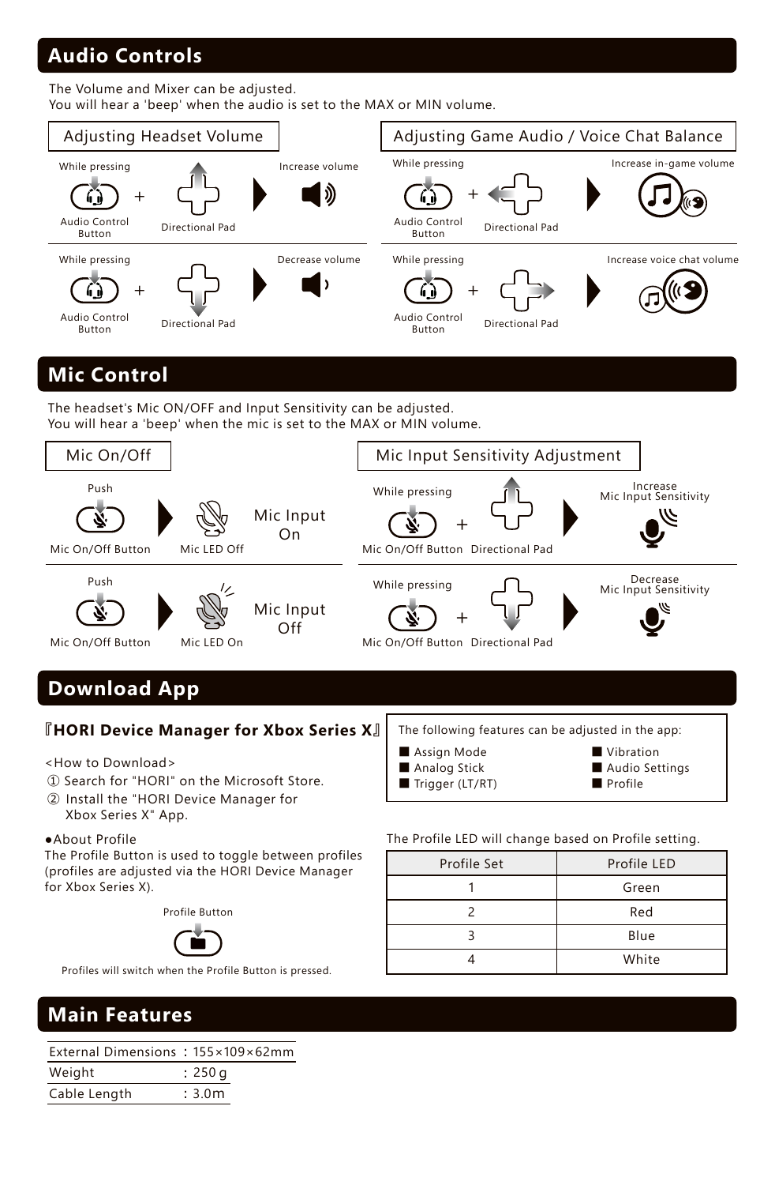## Audio Controls

The Volume and Mixer can be adjusted.
You will hear a 'beep' when the audio is set to the MAX or MIN volume.

### Adjusting Headset Volume

While pressing Audio Control Button + Directional Pad ▶ Increase volume

While pressing Audio Control Button + Directional Pad ▶ Decrease volume

### Adjusting Game Audio / Voice Chat Balance

While pressing Audio Control Button + Directional Pad ▶ Increase in-game volume

While pressing Audio Control Button + Directional Pad ▶ Increase voice chat volume

## Mic Control

The headset's Mic ON/OFF and Input Sensitivity can be adjusted.
You will hear a 'beep' when the mic is set to the MAX or MIN volume.

### Mic On/Off

Push Mic On/Off Button ▶ Mic LED Off — Mic Input On

Push Mic On/Off Button ▶ Mic LED On — Mic Input Off

### Mic Input Sensitivity Adjustment

While pressing Mic On/Off Button + Directional Pad ▶ Increase Mic Input Sensitivity

While pressing Mic On/Off Button + Directional Pad ▶ Decrease Mic Input Sensitivity

## Download App

**『HORI Device Manager for Xbox Series X』**

<How to Download>
① Search for "HORI" on the Microsoft Store.
② Install the "HORI Device Manager for Xbox Series X" App.

The following features can be adjusted in the app:

- Assign Mode
- Analog Stick
- Trigger (LT/RT)
- Vibration
- Audio Settings
- Profile

●About Profile
The Profile Button is used to toggle between profiles (profiles are adjusted via the HORI Device Manager for Xbox Series X).

Profile Button

Profiles will switch when the Profile Button is pressed.

The Profile LED will change based on Profile setting.

| Profile Set | Profile LED |
|---|---|
| 1 | Green |
| 2 | Red |
| 3 | Blue |
| 4 | White |

## Main Features

| | |
|---|---|
| External Dimensions | : 155×109×62mm |
| Weight | : 250 g |
| Cable Length | : 3.0m |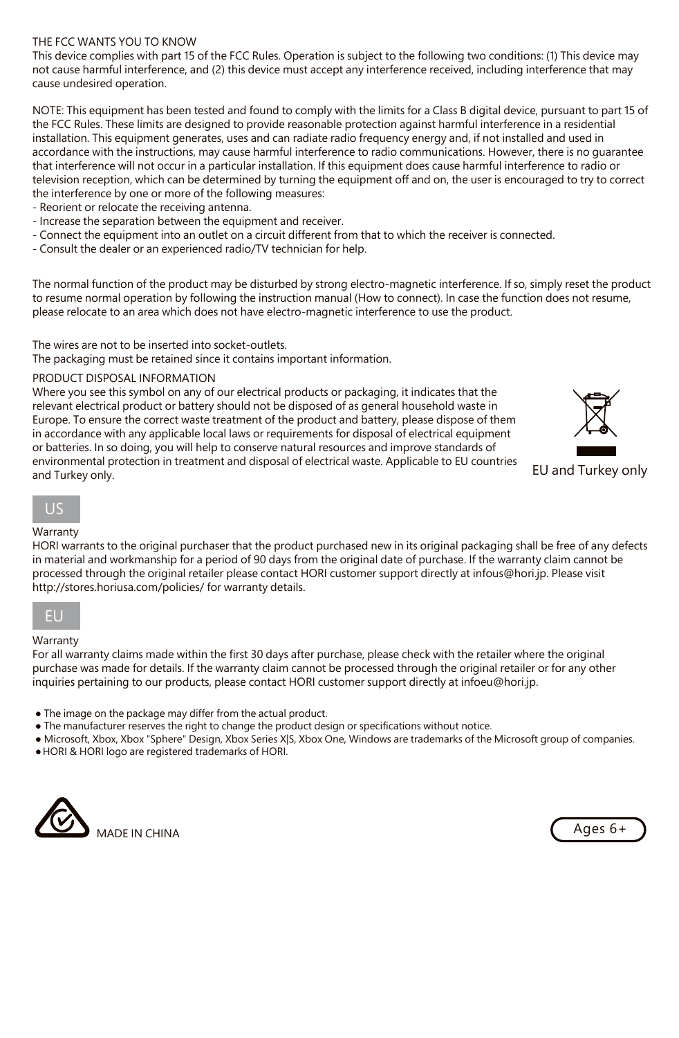THE FCC WANTS YOU TO KNOW

This device complies with part 15 of the FCC Rules. Operation is subject to the following two conditions: (1) This device may not cause harmful interference, and (2) this device must accept any interference received, including interference that may cause undesired operation.

NOTE: This equipment has been tested and found to comply with the limits for a Class B digital device, pursuant to part 15 of the FCC Rules. These limits are designed to provide reasonable protection against harmful interference in a residential installation. This equipment generates, uses and can radiate radio frequency energy and, if not installed and used in accordance with the instructions, may cause harmful interference to radio communications. However, there is no guarantee that interference will not occur in a particular installation. If this equipment does cause harmful interference to radio or television reception, which can be determined by turning the equipment off and on, the user is encouraged to try to correct the interference by one or more of the following measures:

- Reorient or relocate the receiving antenna.
- Increase the separation between the equipment and receiver.
- Connect the equipment into an outlet on a circuit different from that to which the receiver is connected.
- Consult the dealer or an experienced radio/TV technician for help.

The normal function of the product may be disturbed by strong electro-magnetic interference. If so, simply reset the product to resume normal operation by following the instruction manual (How to connect). In case the function does not resume, please relocate to an area which does not have electro-magnetic interference to use the product.

The wires are not to be inserted into socket-outlets.
The packaging must be retained since it contains important information.

PRODUCT DISPOSAL INFORMATION

Where you see this symbol on any of our electrical products or packaging, it indicates that the relevant electrical product or battery should not be disposed of as general household waste in Europe. To ensure the correct waste treatment of the product and battery, please dispose of them in accordance with any applicable local laws or requirements for disposal of electrical equipment or batteries. In so doing, you will help to conserve natural resources and improve standards of environmental protection in treatment and disposal of electrical waste. Applicable to EU countries and Turkey only.

EU and Turkey only

## US

Warranty

HORI warrants to the original purchaser that the product purchased new in its original packaging shall be free of any defects in material and workmanship for a period of 90 days from the original date of purchase. If the warranty claim cannot be processed through the original retailer please contact HORI customer support directly at infous@hori.jp. Please visit http://stores.horiusa.com/policies/ for warranty details.

## EU

Warranty

For all warranty claims made within the first 30 days after purchase, please check with the retailer where the original purchase was made for details. If the warranty claim cannot be processed through the original retailer or for any other inquiries pertaining to our products, please contact HORI customer support directly at infoeu@hori.jp.

- The image on the package may differ from the actual product.
- The manufacturer reserves the right to change the product design or specifications without notice.
- Microsoft, Xbox, Xbox "Sphere" Design, Xbox Series X|S, Xbox One, Windows are trademarks of the Microsoft group of companies.
- HORI & HORI logo are registered trademarks of HORI.

MADE IN CHINA

Ages 6+